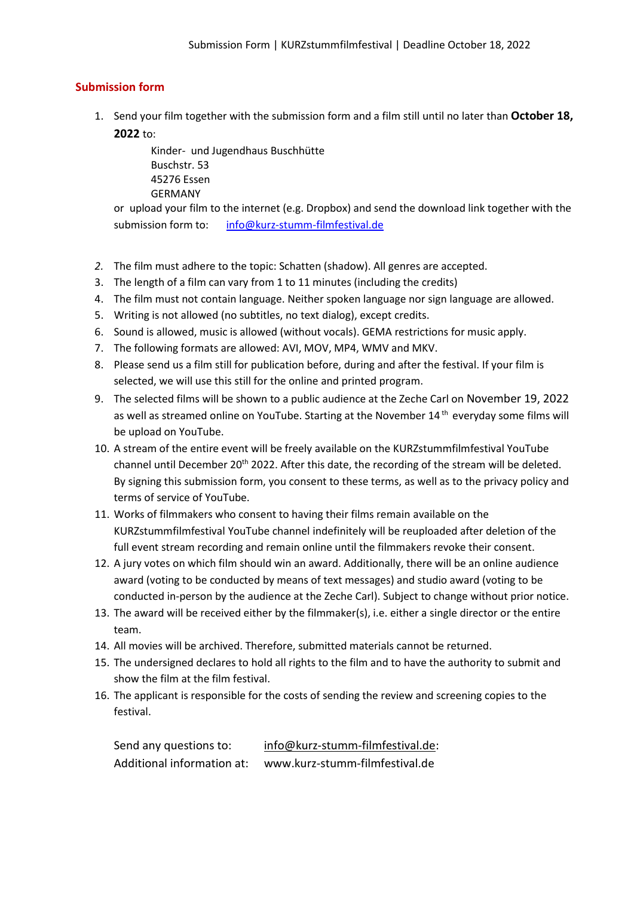## Submission form

1. Send your film together with the submission form and a film still until no later than **October 18, 2022** to:

   Kinder- und Jugendhaus Buschhütte
   Buschstr. 53
   45276 Essen
   GERMANY

   or upload your film to the internet (e.g. Dropbox) and send the download link together with the submission form to: info@kurz-stumm-filmfestival.de

2. The film must adhere to the topic: Schatten (shadow). All genres are accepted.
3. The length of a film can vary from 1 to 11 minutes (including the credits)
4. The film must not contain language. Neither spoken language nor sign language are allowed.
5. Writing is not allowed (no subtitles, no text dialog), except credits.
6. Sound is allowed, music is allowed (without vocals). GEMA restrictions for music apply.
7. The following formats are allowed: AVI, MOV, MP4, WMV and MKV.
8. Please send us a film still for publication before, during and after the festival. If your film is selected, we will use this still for the online and printed program.
9. The selected films will be shown to a public audience at the Zeche Carl on November 19, 2022 as well as streamed online on YouTube. Starting at the November 14th everyday some films will be upload on YouTube.
10. A stream of the entire event will be freely available on the KURZstummfilmfestival YouTube channel until December 20th 2022. After this date, the recording of the stream will be deleted. By signing this submission form, you consent to these terms, as well as to the privacy policy and terms of service of YouTube.
11. Works of filmmakers who consent to having their films remain available on the KURZstummfilmfestival YouTube channel indefinitely will be reuploaded after deletion of the full event stream recording and remain online until the filmmakers revoke their consent.
12. A jury votes on which film should win an award. Additionally, there will be an online audience award (voting to be conducted by means of text messages) and studio award (voting to be conducted in-person by the audience at the Zeche Carl). Subject to change without prior notice.
13. The award will be received either by the filmmaker(s), i.e. either a single director or the entire team.
14. All movies will be archived. Therefore, submitted materials cannot be returned.
15. The undersigned declares to hold all rights to the film and to have the authority to submit and show the film at the film festival.
16. The applicant is responsible for the costs of sending the review and screening copies to the festival.

Send any questions to: info@kurz-stumm-filmfestival.de:
Additional information at: www.kurz-stumm-filmfestival.de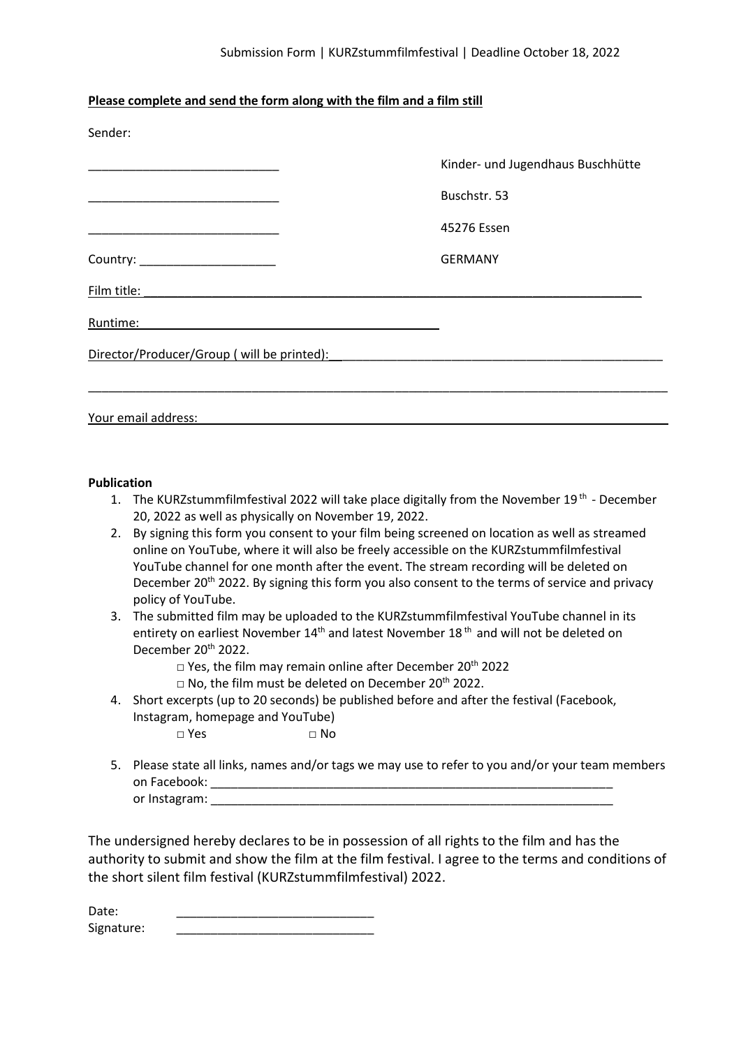Submission Form | KURZstummfilmfestival | Deadline October 18, 2022

**Please complete and send the form along with the film and a film still**

Sender:

| | |
|---|---|
| ____________________________ | Kinder- und Jugendhaus Buschhütte |
| ____________________________ | Buschstr. 53 |
| ____________________________ | 45276 Essen |
| Country: ____________________ | GERMANY |

Film title: ____________________________________________________________________________

Runtime: ______________________________________________

Director/Producer/Group ( will be printed): ______________________________________________________

______________________________________________________________________________________

Your email address: _____________________________________________________________________

**Publication**

1. The KURZstummfilmfestival 2022 will take place digitally from the November 19th - December 20, 2022 as well as physically on November 19, 2022.
2. By signing this form you consent to your film being screened on location as well as streamed online on YouTube, where it will also be freely accessible on the KURZstummfilmfestival YouTube channel for one month after the event. The stream recording will be deleted on December 20th 2022. By signing this form you also consent to the terms of service and privacy policy of YouTube.
3. The submitted film may be uploaded to the KURZstummfilmfestival YouTube channel in its entirety on earliest November 14th and latest November 18th and will not be deleted on December 20th 2022.
   - □ Yes, the film may remain online after December 20th 2022
   - □ No, the film must be deleted on December 20th 2022.
4. Short excerpts (up to 20 seconds) be published before and after the festival (Facebook, Instagram, homepage and YouTube)
   □ Yes □ No
5. Please state all links, names and/or tags we may use to refer to you and/or your team members on Facebook: _____________________________________________________________
   or Instagram: _____________________________________________________________

The undersigned hereby declares to be in possession of all rights to the film and has the authority to submit and show the film at the film festival. I agree to the terms and conditions of the short silent film festival (KURZstummfilmfestival) 2022.

Date: _____________________________

Signature: _____________________________